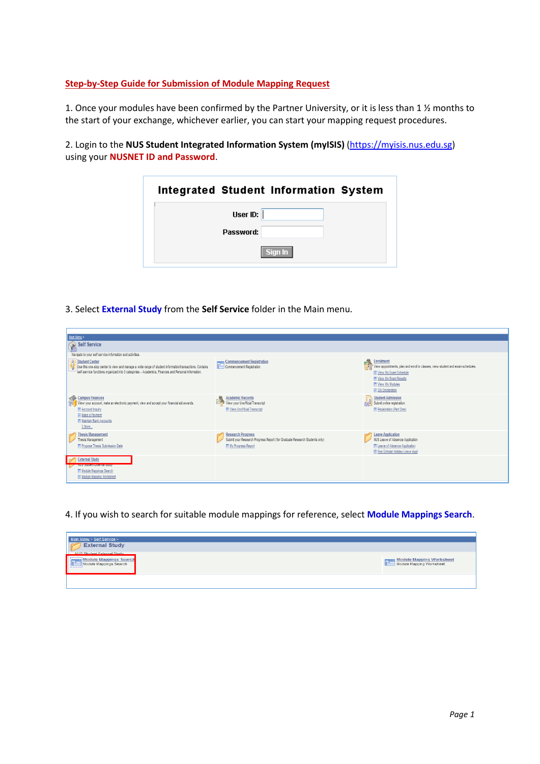## Step-by-Step Guide for Submission of Module Mapping Request

1. Once your modules have been confirmed by the Partner University, or it is less than 1 ½ months to the start of your exchange, whichever earlier, you can start your mapping request procedures.

2. Login to the **NUS Student Integrated Information System (myISIS)** (https://myisis.nus.edu.sg) using your **NUSNET ID and Password**.

3. Select **External Study** from the **Self Service** folder in the Main menu.

4. If you wish to search for suitable module mappings for reference, select **Module Mappings Search**.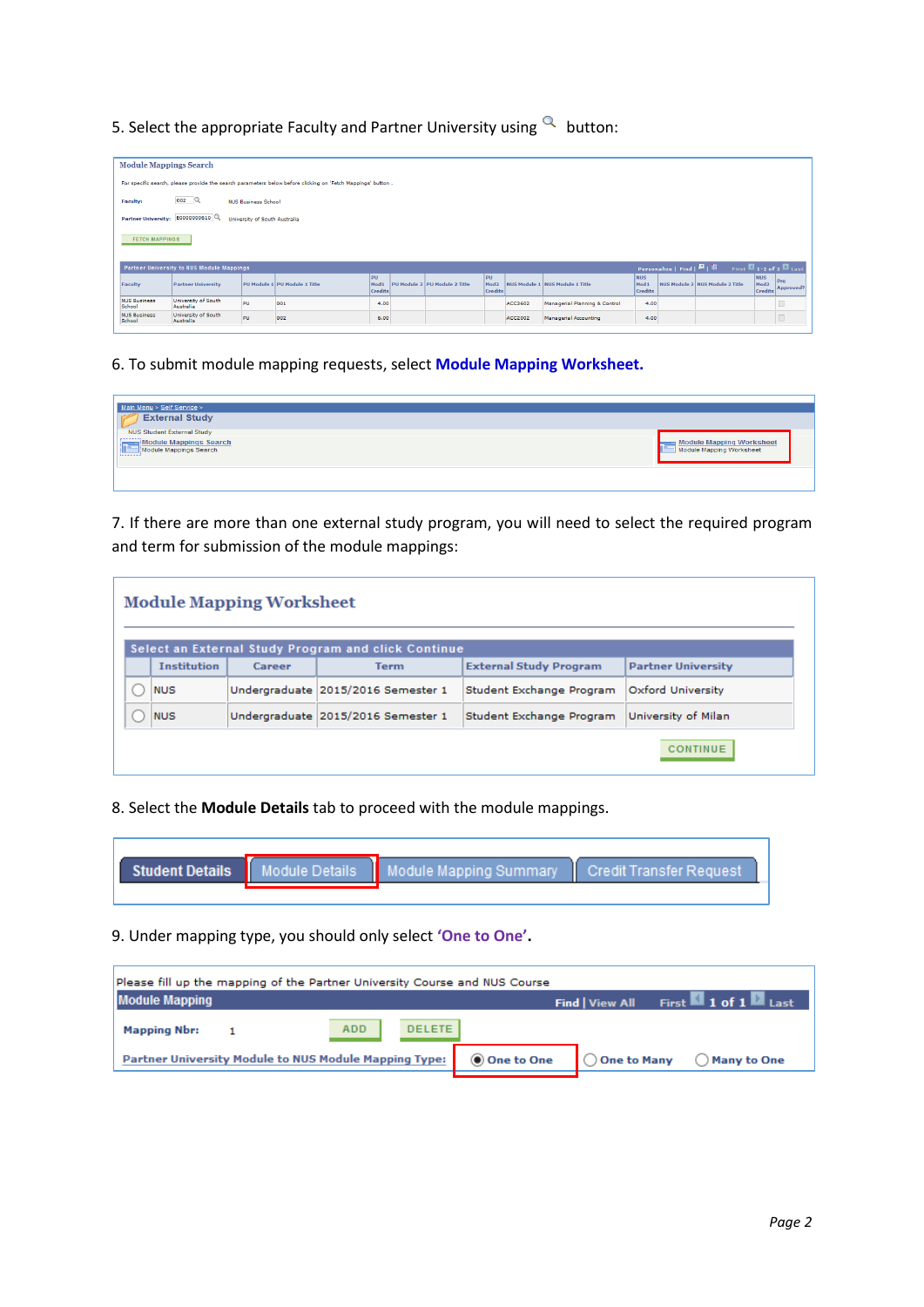5. Select the appropriate Faculty and Partner University using button:

Module Mappings Search

For specific search, please provide the search parameters below before clicking on 'Fetch Mappings' button .

Faculty: 002 NUS Business School

Partner University: E0000000610 University of South Australia

FETCH MAPPINGS

Partner University to NUS Module Mappings

| Faculty | Partner University | PU Module 1 | PU Module 1 Title | PU Mod1 Credits | PU Module 2 | PU Module 2 Title | PU Mod2 Credits | NUS Module 1 | NUS Module 1 Title | NUS Mod1 Credits | NUS Module 2 | NUS Module 2 Title | NUS Mod2 Credits | Pre Approved? |
|---|---|---|---|---|---|---|---|---|---|---|---|---|---|---|
| NUS Business School | University of South Australia | PU | 001 | 4.00 | | | | ACC3602 | Managerial Planning & Control | 4.00 | | | | |
| NUS Business School | University of South Australia | PU | 002 | 5.00 | | | | ACC2002 | Managerial Accounting | 4.00 | | | | |

6. To submit module mapping requests, select **Module Mapping Worksheet.**

Main Menu > Self Service >

External Study

NUS Student External Study

Module Mappings Search — Module Mappings Search

Module Mapping Worksheet — Module Mapping Worksheet

7. If there are more than one external study program, you will need to select the required program and term for submission of the module mappings:

Module Mapping Worksheet

Select an External Study Program and click Continue

| | Institution | Career | Term | External Study Program | Partner University |
|---|---|---|---|---|---|
| ○ | NUS | Undergraduate | 2015/2016 Semester 1 | Student Exchange Program | Oxford University |
| ○ | NUS | Undergraduate | 2015/2016 Semester 1 | Student Exchange Program | University of Milan |

CONTINUE

8. Select the **Module Details** tab to proceed with the module mappings.

Student Details | Module Details | Module Mapping Summary | Credit Transfer Request

9. Under mapping type, you should only select **'One to One'.**

Please fill up the mapping of the Partner University Course and NUS Course

Module Mapping — Find | View All — First 1 of 1 Last

Mapping Nbr: 1 ADD DELETE

Partner University Module to NUS Module Mapping Type: ◉ One to One ○ One to Many ○ Many to One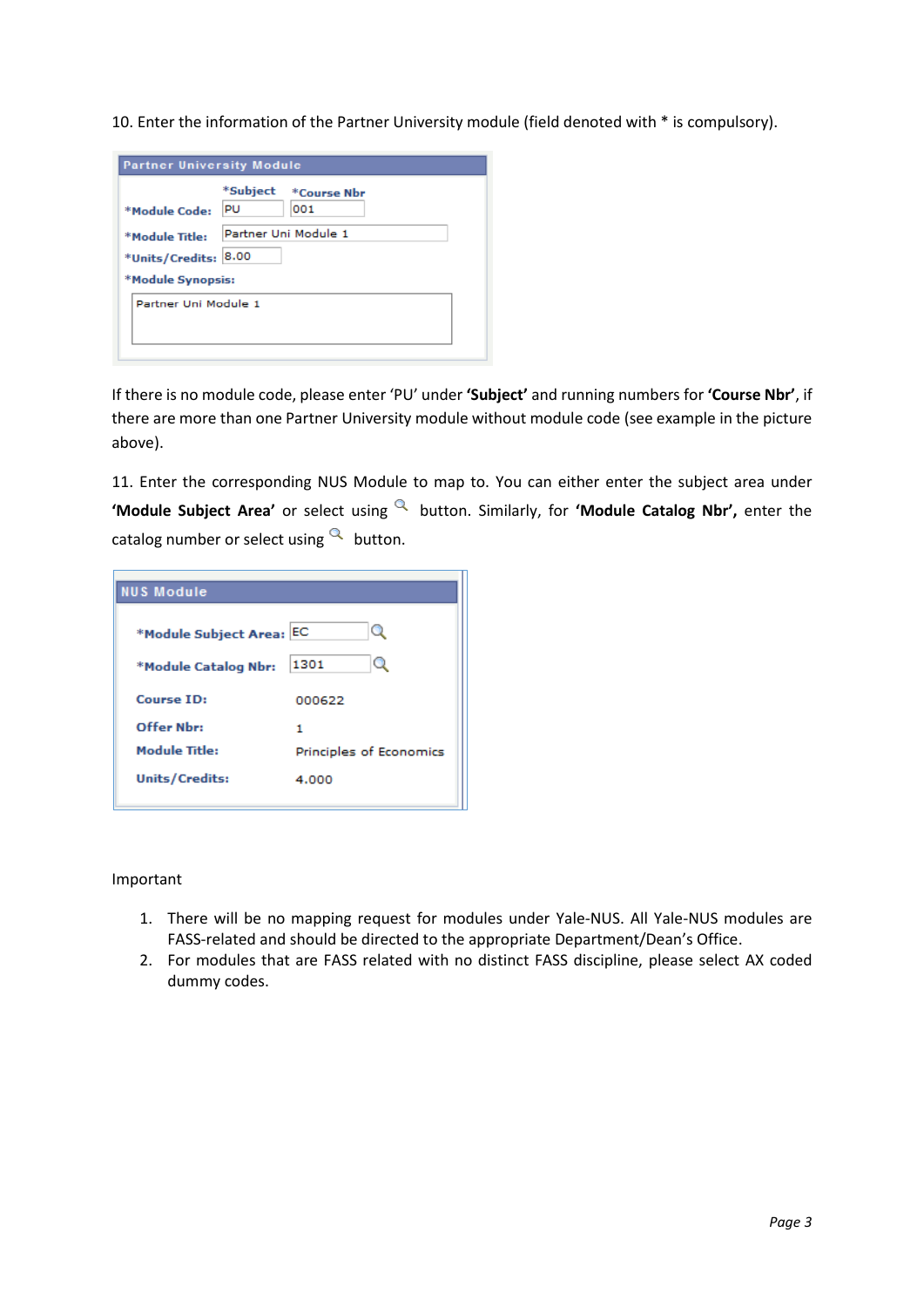10. Enter the information of the Partner University module (field denoted with * is compulsory).

**Partner University Module**

| | *Subject | *Course Nbr |
|---|---|---|
| *Module Code: | PU | 001 |
| *Module Title: | Partner Uni Module 1 | |
| *Units/Credits: | 8.00 | |
| *Module Synopsis: | | |

Partner Uni Module 1

If there is no module code, please enter 'PU' under **'Subject'** and running numbers for **'Course Nbr'**, if there are more than one Partner University module without module code (see example in the picture above).

11. Enter the corresponding NUS Module to map to. You can either enter the subject area under **'Module Subject Area'** or select using 🔍 button. Similarly, for **'Module Catalog Nbr'**, enter the catalog number or select using 🔍 button.

**NUS Module**

| | |
|---|---|
| *Module Subject Area: | EC |
| *Module Catalog Nbr: | 1301 |
| Course ID: | 000622 |
| Offer Nbr: | 1 |
| Module Title: | Principles of Economics |
| Units/Credits: | 4.000 |

Important

1. There will be no mapping request for modules under Yale-NUS. All Yale-NUS modules are FASS-related and should be directed to the appropriate Department/Dean's Office.
2. For modules that are FASS related with no distinct FASS discipline, please select AX coded dummy codes.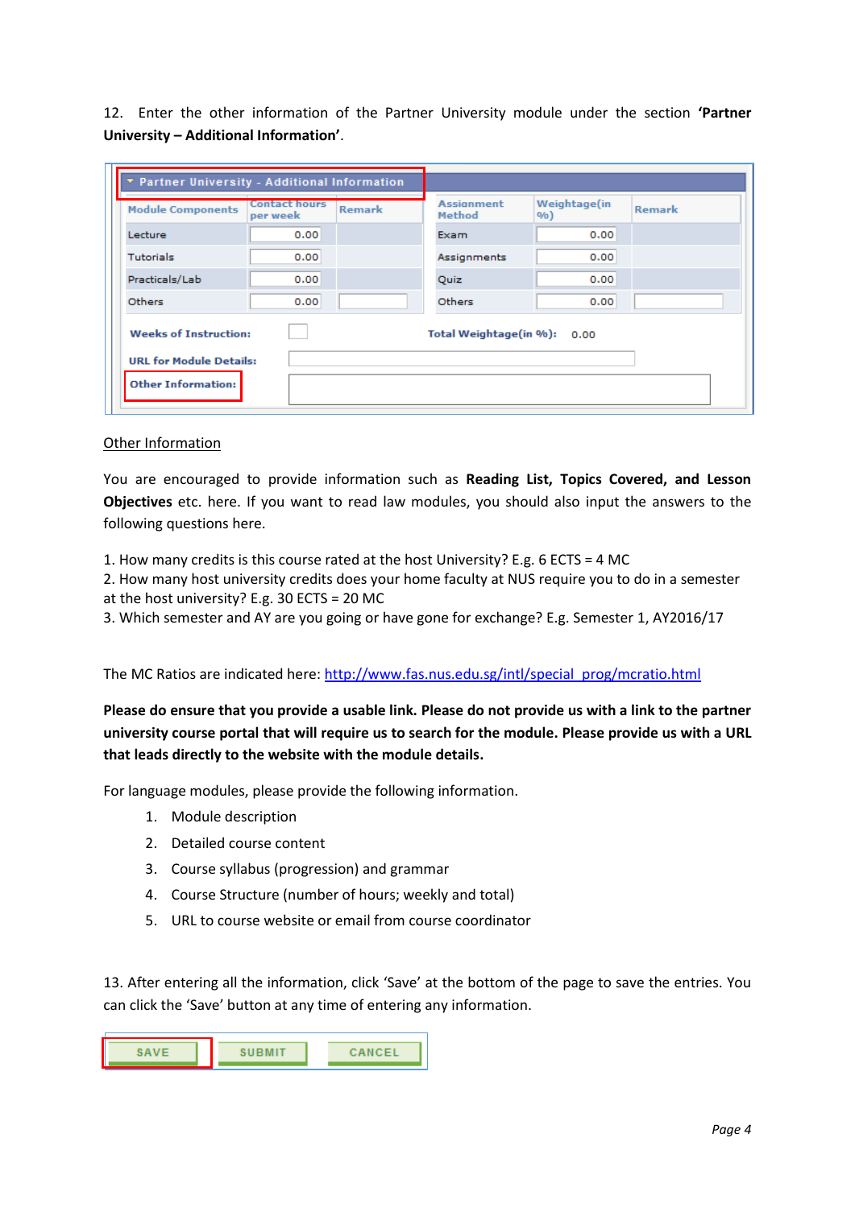12. Enter the other information of the Partner University module under the section **'Partner University – Additional Information'**.

| Module Components | Contact hours per week | Remark | Assignment Method | Weightage(in %) | Remark |
|---|---|---|---|---|---|
| Lecture | 0.00 | | Exam | 0.00 | |
| Tutorials | 0.00 | | Assignments | 0.00 | |
| Practicals/Lab | 0.00 | | Quiz | 0.00 | |
| Others | 0.00 | | Others | 0.00 | |

Weeks of Instruction:

Total Weightage(in %): 0.00

URL for Module Details:

Other Information:

Other Information

You are encouraged to provide information such as **Reading List, Topics Covered, and Lesson Objectives** etc. here. If you want to read law modules, you should also input the answers to the following questions here.

1. How many credits is this course rated at the host University? E.g. 6 ECTS = 4 MC
2. How many host university credits does your home faculty at NUS require you to do in a semester at the host university? E.g. 30 ECTS = 20 MC
3. Which semester and AY are you going or have gone for exchange? E.g. Semester 1, AY2016/17

The MC Ratios are indicated here: http://www.fas.nus.edu.sg/intl/special_prog/mcratio.html

**Please do ensure that you provide a usable link. Please do not provide us with a link to the partner university course portal that will require us to search for the module. Please provide us with a URL that leads directly to the website with the module details.**

For language modules, please provide the following information.

1. Module description
2. Detailed course content
3. Course syllabus (progression) and grammar
4. Course Structure (number of hours; weekly and total)
5. URL to course website or email from course coordinator

13. After entering all the information, click 'Save' at the bottom of the page to save the entries. You can click the 'Save' button at any time of entering any information.

SAVE | SUBMIT | CANCEL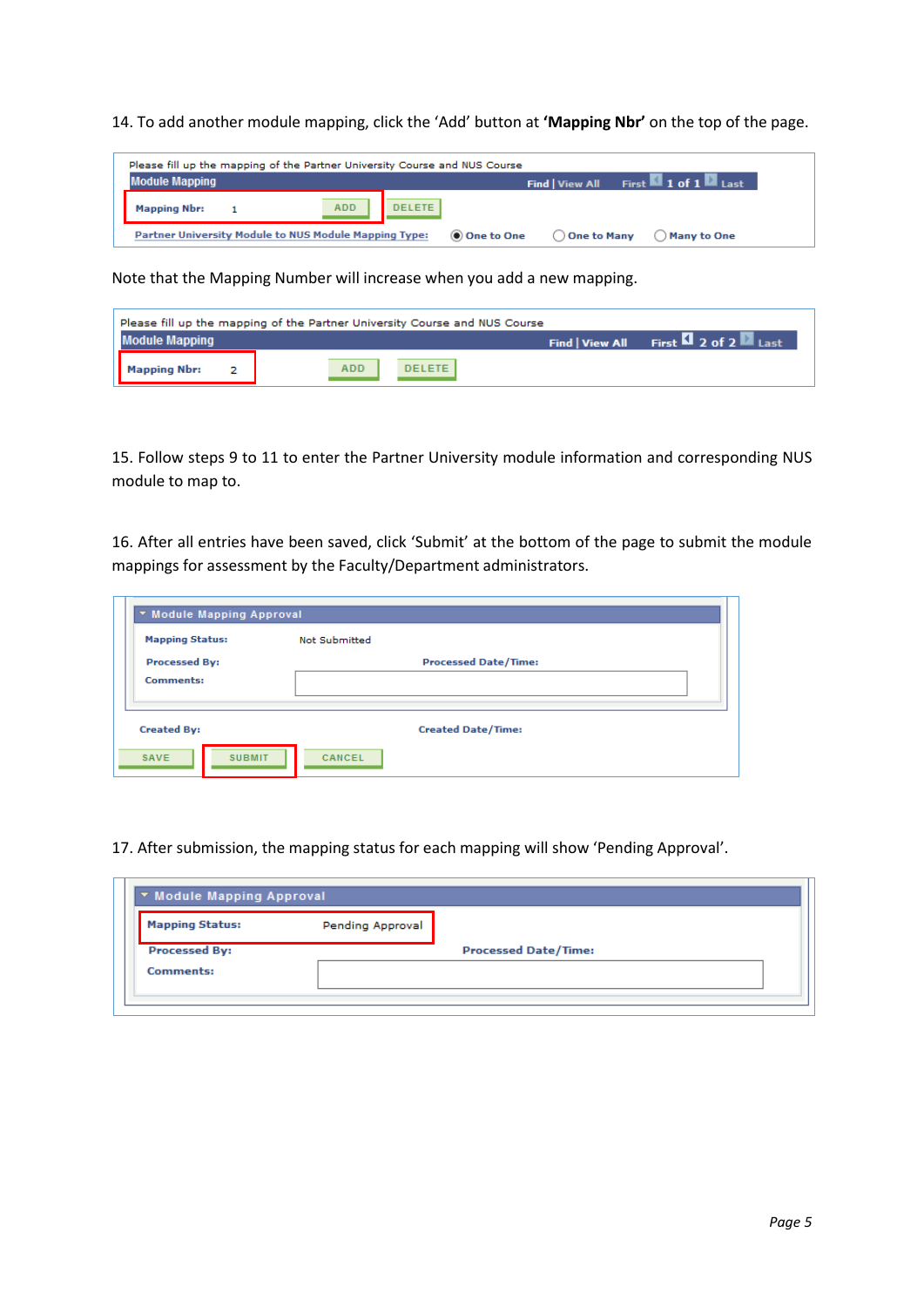14. To add another module mapping, click the 'Add' button at **'Mapping Nbr'** on the top of the page.

Please fill up the mapping of the Partner University Course and NUS Course

Module Mapping — Find | View All — First 1 of 1 Last

Mapping Nbr: 1 — ADD — DELETE

Partner University Module to NUS Module Mapping Type: (●) One to One ( ) One to Many ( ) Many to One

Note that the Mapping Number will increase when you add a new mapping.

Please fill up the mapping of the Partner University Course and NUS Course

Module Mapping — Find | View All — First 2 of 2 Last

Mapping Nbr: 2 — ADD — DELETE

15. Follow steps 9 to 11 to enter the Partner University module information and corresponding NUS module to map to.

16. After all entries have been saved, click 'Submit' at the bottom of the page to submit the module mappings for assessment by the Faculty/Department administrators.

Module Mapping Approval

Mapping Status: Not Submitted

Processed By: — Processed Date/Time:

Comments:

Created By: — Created Date/Time:

SAVE — SUBMIT — CANCEL

17. After submission, the mapping status for each mapping will show 'Pending Approval'.

Module Mapping Approval

Mapping Status: Pending Approval

Processed By: — Processed Date/Time:

Comments: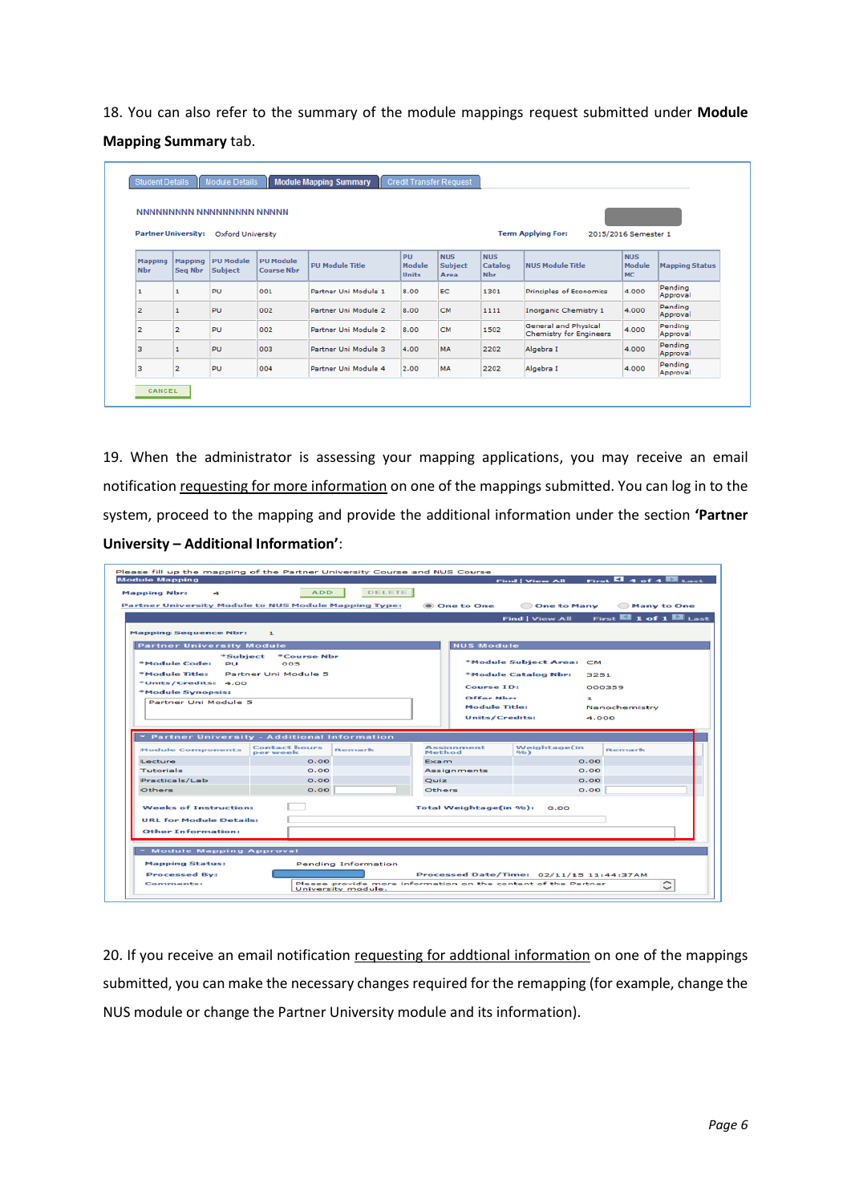18. You can also refer to the summary of the module mappings request submitted under **Module Mapping Summary** tab.

Student Details | Module Details | Module Mapping Summary | Credit Transfer Request

NNNNNNNNN NNNNNNNNN NNNNN

**Partner University:** Oxford University **Term Applying For:** 2015/2016 Semester 1

| Mapping Nbr | Mapping Seq Nbr | PU Module Subject | PU Module Course Nbr | PU Module Title | PU Module Units | NUS Subject Area | NUS Catalog Nbr | NUS Module Title | NUS Module MC | Mapping Status |
|---|---|---|---|---|---|---|---|---|---|---|
| 1 | 1 | PU | 001 | Partner Uni Module 1 | 8.00 | EC | 1301 | Principles of Economics | 4.000 | Pending Approval |
| 2 | 1 | PU | 002 | Partner Uni Module 2 | 8.00 | CM | 1111 | Inorganic Chemistry 1 | 4.000 | Pending Approval |
| 2 | 2 | PU | 002 | Partner Uni Module 2 | 8.00 | CM | 1502 | General and Physical Chemistry for Engineers | 4.000 | Pending Approval |
| 3 | 1 | PU | 003 | Partner Uni Module 3 | 4.00 | MA | 2202 | Algebra I | 4.000 | Pending Approval |
| 3 | 2 | PU | 004 | Partner Uni Module 4 | 2.00 | MA | 2202 | Algebra I | 4.000 | Pending Approval |

CANCEL

19. When the administrator is assessing your mapping applications, you may receive an email notification requesting for more information on one of the mappings submitted. You can log in to the system, proceed to the mapping and provide the additional information under the section **'Partner University – Additional Information'**:

Please fill up the mapping of the Partner University Course and NUS Course

**Module Mapping**

Mapping Nbr: 4 ADD DELETE

Partner University Module to NUS Module Mapping Type: One to One / One to Many / Many to One

Mapping Sequence Nbr: 1

**Partner University Module**

- *Subject: PU *Course Nbr: 005
- *Module Code: PU 005
- *Module Title: Partner Uni Module 5
- *Units/Credits: 4.00
- *Module Synopsis: Partner Uni Module 5

**NUS Module**

- *Module Subject Area: CM
- *Module Catalog Nbr: 3251
- Course ID: 000359
- Offer Nbr: 1
- Module Title: Nanochemistry
- Units/Credits: 4.000

**Partner University - Additional Information**

| Module Components | Contact hours per week | Remark | Assignment Method | Weightage(in %) | Remark |
|---|---|---|---|---|---|
| Lecture | 0.00 | | Exam | 0.00 | |
| Tutorials | 0.00 | | Assignments | 0.00 | |
| Practicals/Lab | 0.00 | | Quiz | 0.00 | |
| Others | 0.00 | | Others | 0.00 | |

Weeks of Instruction: Total Weightage(in %): 0.00

URL for Module Details:

Other Information:

**Module Mapping Approval**

Mapping Status: Pending Information

Processed By: Processed Date/Time: 02/11/15 11:44:37AM

Comments: Please provide more information on the content of the Partner University module.

20. If you receive an email notification requesting for addtional information on one of the mappings submitted, you can make the necessary changes required for the remapping (for example, change the NUS module or change the Partner University module and its information).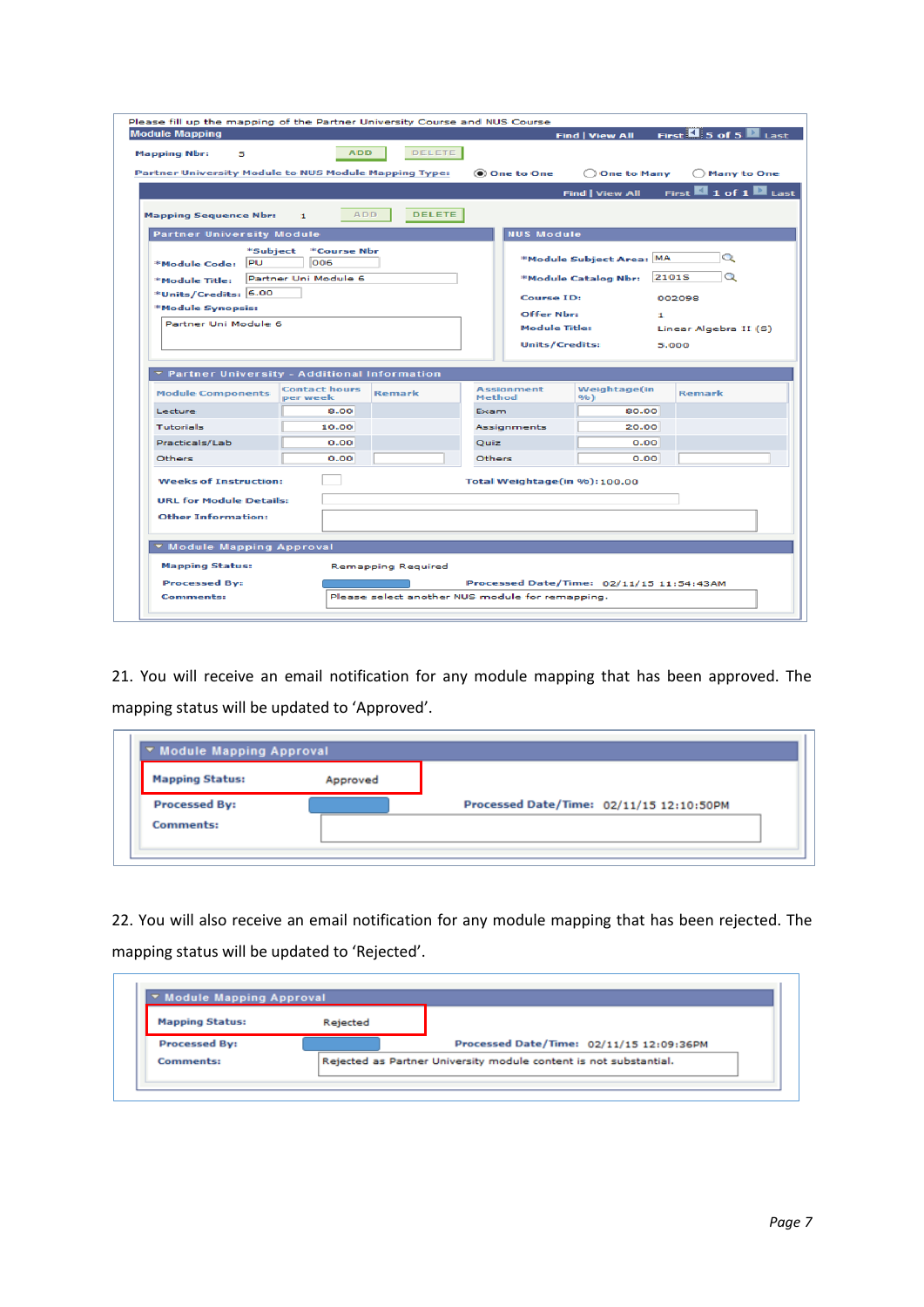Please fill up the mapping of the Partner University Course and NUS Course

**Module Mapping** — Find | View All — First 5 of 5 Last

Mapping Nbr: 5 — ADD — DELETE

Partner University Module to NUS Module Mapping Type: (•) One to One ( ) One to Many ( ) Many to One

Find | View All — First 1 of 1 Last

Mapping Sequence Nbr: 1 — ADD — DELETE

**Partner University Module**

| | *Subject | *Course Nbr |
|---|---|---|
| *Module Code: | PU | 006 |

- *Module Title: Partner Uni Module 6
- *Units/Credits: 6.00
- *Module Synopsis: Partner Uni Module 6

**NUS Module**

- *Module Subject Area: MA
- *Module Catalog Nbr: 2101S
- Course ID: 002098
- Offer Nbr: 1
- Module Title: Linear Algebra II (S)
- Units/Credits: 5.000

**Partner University - Additional Information**

| Module Components | Contact hours per week | Remark | Assessment Method | Weightage(in %) | Remark |
|---|---|---|---|---|---|
| Lecture | 8.00 | | Exam | 80.00 | |
| Tutorials | 10.00 | | Assignments | 20.00 | |
| Practicals/Lab | 0.00 | | Quiz | 0.00 | |
| Others | 0.00 | | Others | 0.00 | |

- Weeks of Instruction:
- Total Weightage(in %): 100.00
- URL for Module Details:
- Other Information:

**Module Mapping Approval**

- Mapping Status: Remapping Required
- Processed By:
- Processed Date/Time: 02/11/15 11:54:43AM
- Comments: Please select another NUS module for remapping.

21. You will receive an email notification for any module mapping that has been approved. The mapping status will be updated to 'Approved'.

**Module Mapping Approval**

- Mapping Status: Approved
- Processed By:
- Processed Date/Time: 02/11/15 12:10:50PM
- Comments:

22. You will also receive an email notification for any module mapping that has been rejected. The mapping status will be updated to 'Rejected'.

**Module Mapping Approval**

- Mapping Status: Rejected
- Processed By:
- Processed Date/Time: 02/11/15 12:09:36PM
- Comments: Rejected as Partner University module content is not substantial.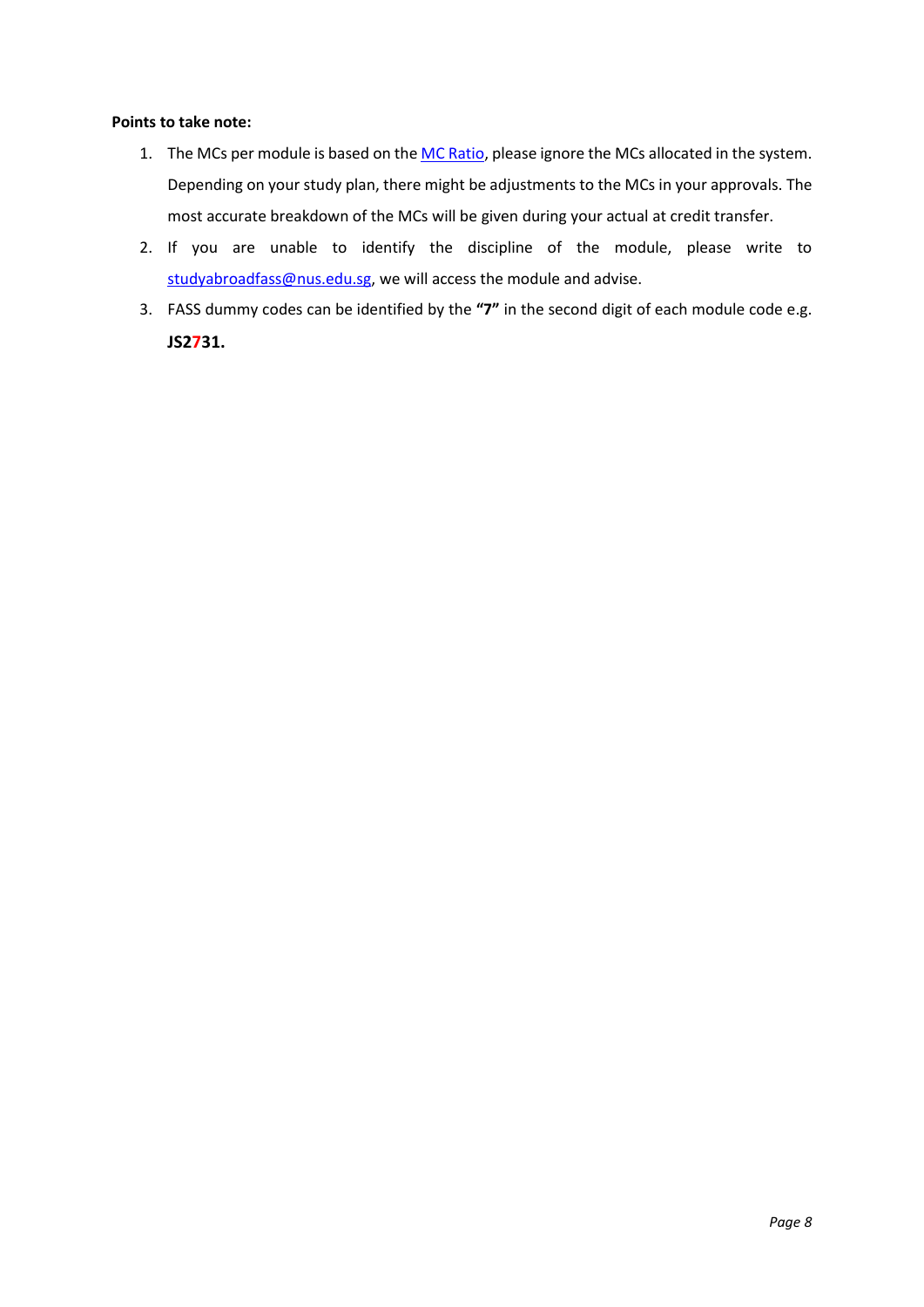**Points to take note:**

1. The MCs per module is based on the [MC Ratio](), please ignore the MCs allocated in the system. Depending on your study plan, there might be adjustments to the MCs in your approvals. The most accurate breakdown of the MCs will be given during your actual at credit transfer.
2. If you are unable to identify the discipline of the module, please write to studyabroadfass@nus.edu.sg, we will access the module and advise.
3. FASS dummy codes can be identified by the **"7"** in the second digit of each module code e.g. **JS2731.**